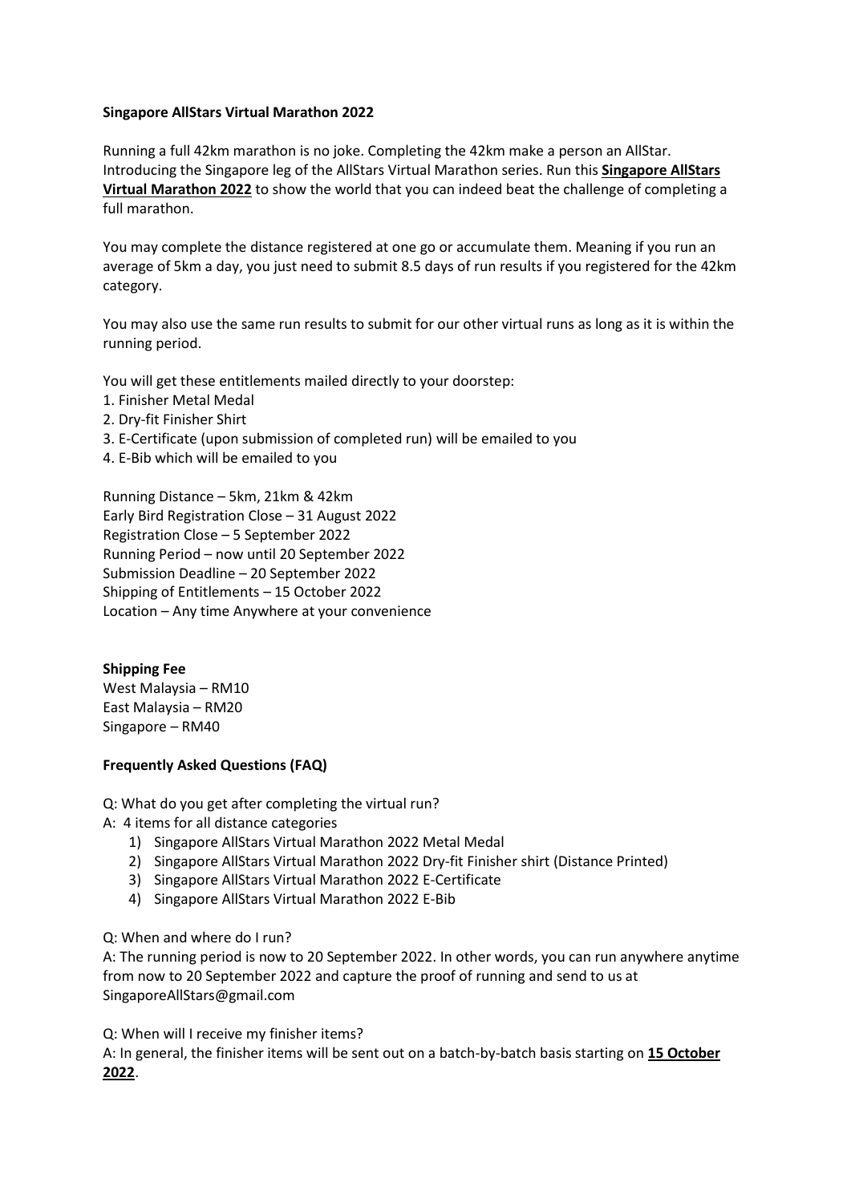**Singapore AllStars Virtual Marathon 2022**

Running a full 42km marathon is no joke. Completing the 42km make a person an AllStar. Introducing the Singapore leg of the AllStars Virtual Marathon series. Run this **Singapore AllStars Virtual Marathon 2022** to show the world that you can indeed beat the challenge of completing a full marathon.

You may complete the distance registered at one go or accumulate them. Meaning if you run an average of 5km a day, you just need to submit 8.5 days of run results if you registered for the 42km category.

You may also use the same run results to submit for our other virtual runs as long as it is within the running period.

You will get these entitlements mailed directly to your doorstep:
1. Finisher Metal Medal
2. Dry-fit Finisher Shirt
3. E-Certificate (upon submission of completed run) will be emailed to you
4. E-Bib which will be emailed to you

Running Distance – 5km, 21km & 42km
Early Bird Registration Close – 31 August 2022
Registration Close – 5 September 2022
Running Period – now until 20 September 2022
Submission Deadline – 20 September 2022
Shipping of Entitlements – 15 October 2022
Location – Any time Anywhere at your convenience

**Shipping Fee**
West Malaysia – RM10
East Malaysia – RM20
Singapore – RM40

**Frequently Asked Questions (FAQ)**

Q: What do you get after completing the virtual run?
A: 4 items for all distance categories
1) Singapore AllStars Virtual Marathon 2022 Metal Medal
2) Singapore AllStars Virtual Marathon 2022 Dry-fit Finisher shirt (Distance Printed)
3) Singapore AllStars Virtual Marathon 2022 E-Certificate
4) Singapore AllStars Virtual Marathon 2022 E-Bib

Q: When and where do I run?
A: The running period is now to 20 September 2022. In other words, you can run anywhere anytime from now to 20 September 2022 and capture the proof of running and send to us at SingaporeAllStars@gmail.com

Q: When will I receive my finisher items?
A: In general, the finisher items will be sent out on a batch-by-batch basis starting on **15 October 2022**.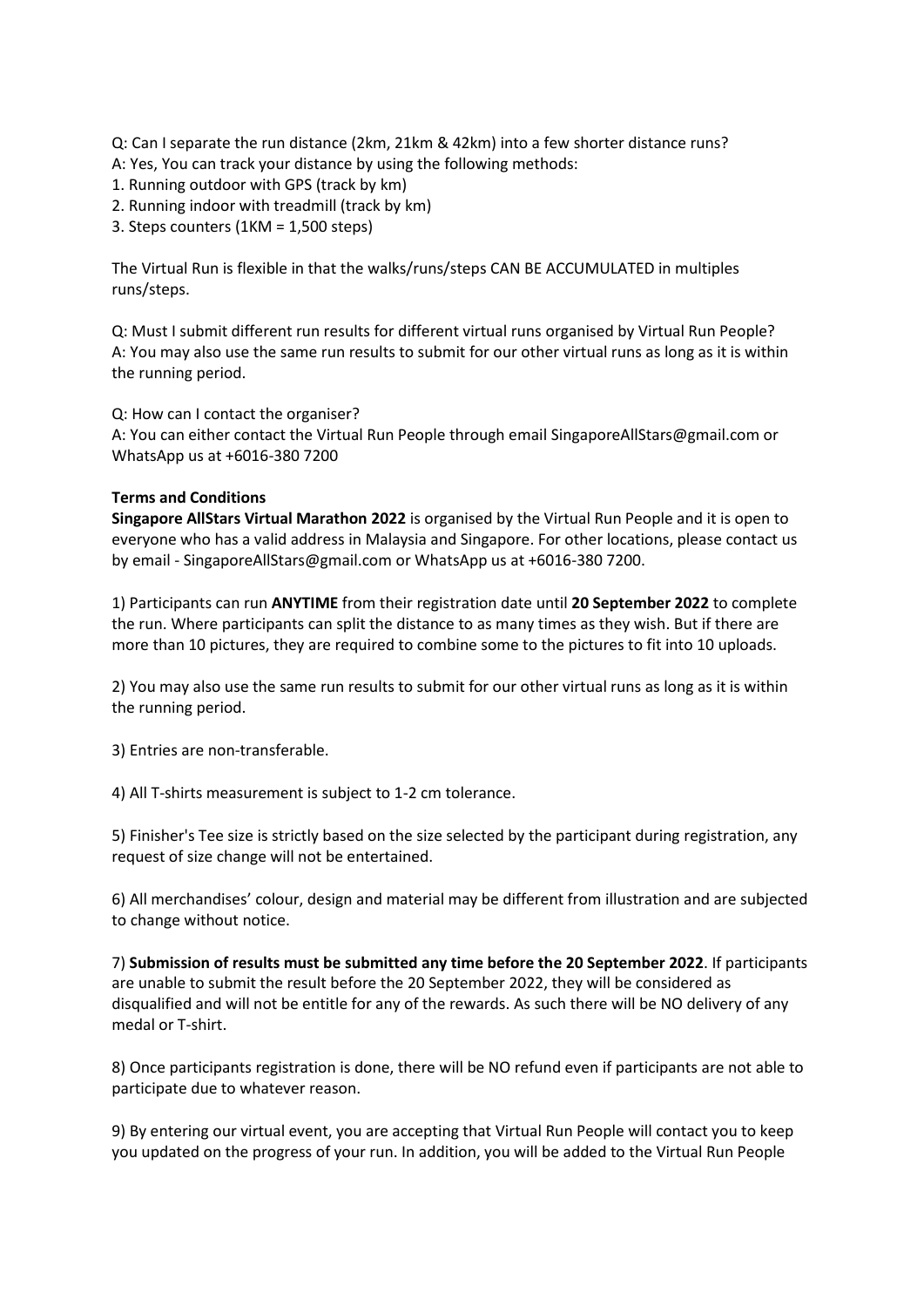Q: Can I separate the run distance (2km, 21km & 42km) into a few shorter distance runs?
A: Yes, You can track your distance by using the following methods:
1. Running outdoor with GPS (track by km)
2. Running indoor with treadmill (track by km)
3. Steps counters (1KM = 1,500 steps)

The Virtual Run is flexible in that the walks/runs/steps CAN BE ACCUMULATED in multiples runs/steps.

Q: Must I submit different run results for different virtual runs organised by Virtual Run People?
A: You may also use the same run results to submit for our other virtual runs as long as it is within the running period.

Q: How can I contact the organiser?
A: You can either contact the Virtual Run People through email SingaporeAllStars@gmail.com or WhatsApp us at +6016-380 7200

**Terms and Conditions**
**Singapore AllStars Virtual Marathon 2022** is organised by the Virtual Run People and it is open to everyone who has a valid address in Malaysia and Singapore. For other locations, please contact us by email - SingaporeAllStars@gmail.com or WhatsApp us at +6016-380 7200.

1) Participants can run **ANYTIME** from their registration date until **20 September 2022** to complete the run. Where participants can split the distance to as many times as they wish. But if there are more than 10 pictures, they are required to combine some to the pictures to fit into 10 uploads.

2) You may also use the same run results to submit for our other virtual runs as long as it is within the running period.

3) Entries are non-transferable.

4) All T-shirts measurement is subject to 1-2 cm tolerance.

5) Finisher's Tee size is strictly based on the size selected by the participant during registration, any request of size change will not be entertained.

6) All merchandises' colour, design and material may be different from illustration and are subjected to change without notice.

7) **Submission of results must be submitted any time before the 20 September 2022**. If participants are unable to submit the result before the 20 September 2022, they will be considered as disqualified and will not be entitle for any of the rewards. As such there will be NO delivery of any medal or T-shirt.

8) Once participants registration is done, there will be NO refund even if participants are not able to participate due to whatever reason.

9) By entering our virtual event, you are accepting that Virtual Run People will contact you to keep you updated on the progress of your run. In addition, you will be added to the Virtual Run People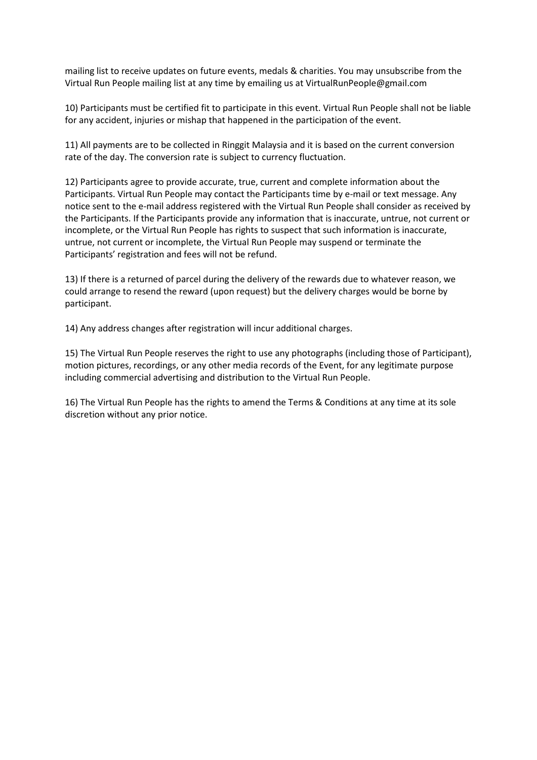mailing list to receive updates on future events, medals & charities. You may unsubscribe from the Virtual Run People mailing list at any time by emailing us at VirtualRunPeople@gmail.com

10) Participants must be certified fit to participate in this event. Virtual Run People shall not be liable for any accident, injuries or mishap that happened in the participation of the event.

11) All payments are to be collected in Ringgit Malaysia and it is based on the current conversion rate of the day. The conversion rate is subject to currency fluctuation.

12) Participants agree to provide accurate, true, current and complete information about the Participants. Virtual Run People may contact the Participants time by e-mail or text message. Any notice sent to the e-mail address registered with the Virtual Run People shall consider as received by the Participants. If the Participants provide any information that is inaccurate, untrue, not current or incomplete, or the Virtual Run People has rights to suspect that such information is inaccurate, untrue, not current or incomplete, the Virtual Run People may suspend or terminate the Participants' registration and fees will not be refund.

13) If there is a returned of parcel during the delivery of the rewards due to whatever reason, we could arrange to resend the reward (upon request) but the delivery charges would be borne by participant.

14) Any address changes after registration will incur additional charges.

15) The Virtual Run People reserves the right to use any photographs (including those of Participant), motion pictures, recordings, or any other media records of the Event, for any legitimate purpose including commercial advertising and distribution to the Virtual Run People.

16) The Virtual Run People has the rights to amend the Terms & Conditions at any time at its sole discretion without any prior notice.